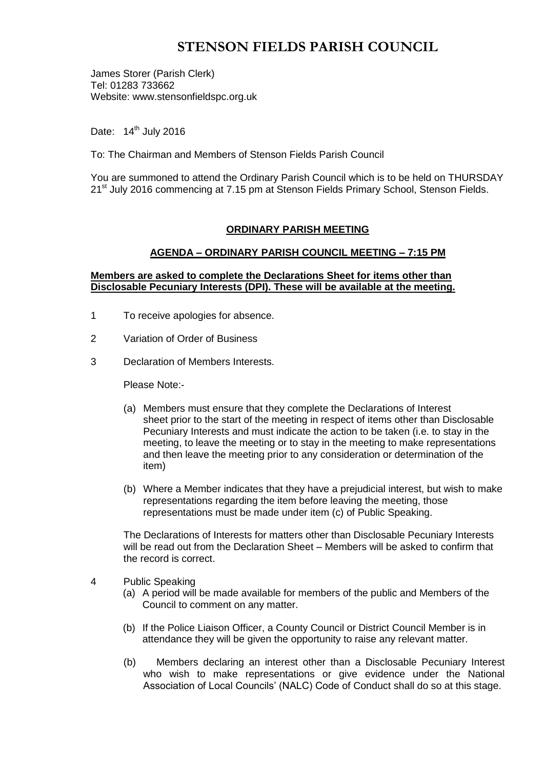# STENSON FIELDS PARISH COUNCIL

James Storer (Parish Clerk)
Tel: 01283 733662
Website: www.stensonfieldspc.org.uk

Date: 14th July 2016

To: The Chairman and Members of Stenson Fields Parish Council

You are summoned to attend the Ordinary Parish Council which is to be held on THURSDAY 21st July 2016 commencing at 7.15 pm at Stenson Fields Primary School, Stenson Fields.

## ORDINARY PARISH MEETING

### AGENDA – ORDINARY PARISH COUNCIL MEETING – 7:15 PM

**Members are asked to complete the Declarations Sheet for items other than Disclosable Pecuniary Interests (DPI). These will be available at the meeting.**

1 To receive apologies for absence.

2 Variation of Order of Business

3 Declaration of Members Interests.

Please Note:-

(a) Members must ensure that they complete the Declarations of Interest sheet prior to the start of the meeting in respect of items other than Disclosable Pecuniary Interests and must indicate the action to be taken (i.e. to stay in the meeting, to leave the meeting or to stay in the meeting to make representations and then leave the meeting prior to any consideration or determination of the item)

(b) Where a Member indicates that they have a prejudicial interest, but wish to make representations regarding the item before leaving the meeting, those representations must be made under item (c) of Public Speaking.

The Declarations of Interests for matters other than Disclosable Pecuniary Interests will be read out from the Declaration Sheet – Members will be asked to confirm that the record is correct.

4 Public Speaking

(a) A period will be made available for members of the public and Members of the Council to comment on any matter.

(b) If the Police Liaison Officer, a County Council or District Council Member is in attendance they will be given the opportunity to raise any relevant matter.

(b) Members declaring an interest other than a Disclosable Pecuniary Interest who wish to make representations or give evidence under the National Association of Local Councils' (NALC) Code of Conduct shall do so at this stage.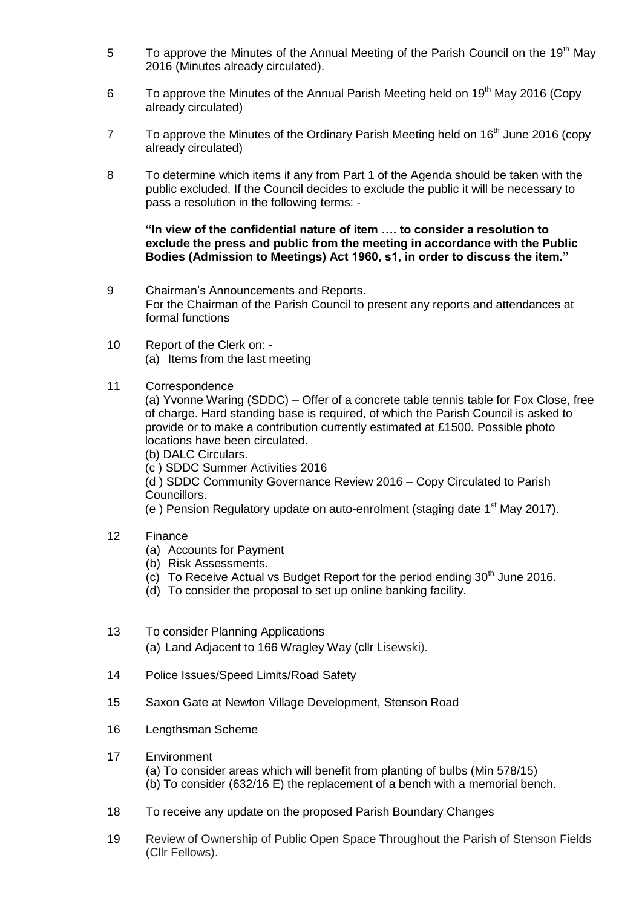5 To approve the Minutes of the Annual Meeting of the Parish Council on the 19th May 2016 (Minutes already circulated).

6 To approve the Minutes of the Annual Parish Meeting held on 19th May 2016 (Copy already circulated)

7 To approve the Minutes of the Ordinary Parish Meeting held on 16th June 2016 (copy already circulated)

8 To determine which items if any from Part 1 of the Agenda should be taken with the public excluded. If the Council decides to exclude the public it will be necessary to pass a resolution in the following terms: -

**"In view of the confidential nature of item …. to consider a resolution to exclude the press and public from the meeting in accordance with the Public Bodies (Admission to Meetings) Act 1960, s1, in order to discuss the item."**

9 Chairman's Announcements and Reports.
For the Chairman of the Parish Council to present any reports and attendances at formal functions

10 Report of the Clerk on: -
(a) Items from the last meeting

11 Correspondence
(a) Yvonne Waring (SDDC) – Offer of a concrete table tennis table for Fox Close, free of charge. Hard standing base is required, of which the Parish Council is asked to provide or to make a contribution currently estimated at £1500. Possible photo locations have been circulated.
(b) DALC Circulars.
(c ) SDDC Summer Activities 2016
(d ) SDDC Community Governance Review 2016 – Copy Circulated to Parish Councillors.
(e ) Pension Regulatory update on auto-enrolment (staging date 1st May 2017).

12 Finance
(a) Accounts for Payment
(b) Risk Assessments.
(c) To Receive Actual vs Budget Report for the period ending 30th June 2016.
(d) To consider the proposal to set up online banking facility.

13 To consider Planning Applications
(a) Land Adjacent to 166 Wragley Way (cllr Lisewski).

14 Police Issues/Speed Limits/Road Safety

15 Saxon Gate at Newton Village Development, Stenson Road

16 Lengthsman Scheme

17 Environment
(a) To consider areas which will benefit from planting of bulbs (Min 578/15)
(b) To consider (632/16 E) the replacement of a bench with a memorial bench.

18 To receive any update on the proposed Parish Boundary Changes

19 Review of Ownership of Public Open Space Throughout the Parish of Stenson Fields (Cllr Fellows).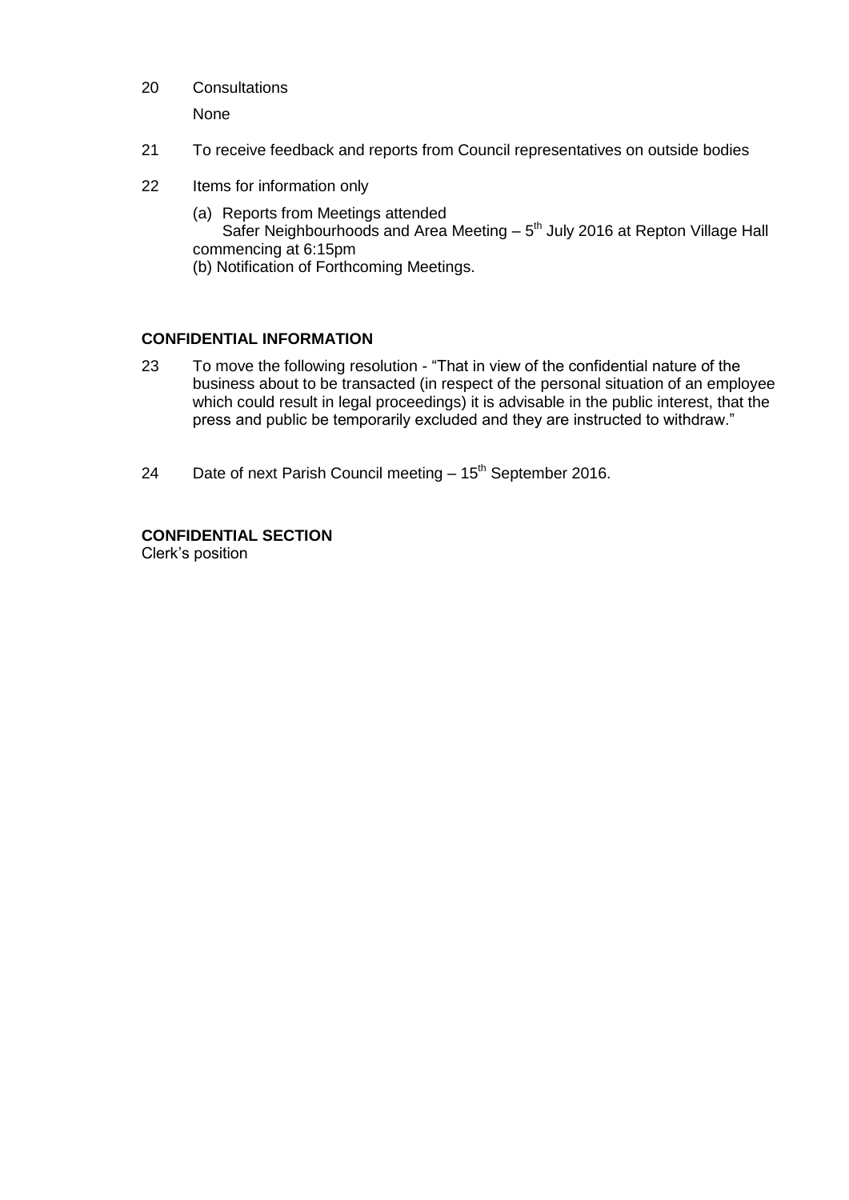20 Consultations

None

21 To receive feedback and reports from Council representatives on outside bodies

22 Items for information only

(a) Reports from Meetings attended
Safer Neighbourhoods and Area Meeting – 5th July 2016 at Repton Village Hall commencing at 6:15pm
(b) Notification of Forthcoming Meetings.

**CONFIDENTIAL INFORMATION**

23 To move the following resolution - "That in view of the confidential nature of the business about to be transacted (in respect of the personal situation of an employee which could result in legal proceedings) it is advisable in the public interest, that the press and public be temporarily excluded and they are instructed to withdraw."

24 Date of next Parish Council meeting – 15th September 2016.

**CONFIDENTIAL SECTION**
Clerk's position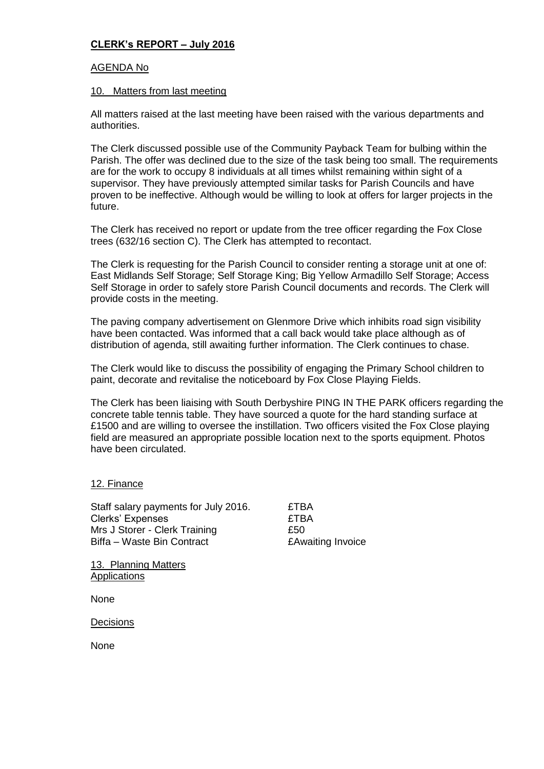# CLERK's REPORT – July 2016

## AGENDA No

### 10. Matters from last meeting

All matters raised at the last meeting have been raised with the various departments and authorities.

The Clerk discussed possible use of the Community Payback Team for bulbing within the Parish. The offer was declined due to the size of the task being too small. The requirements are for the work to occupy 8 individuals at all times whilst remaining within sight of a supervisor. They have previously attempted similar tasks for Parish Councils and have proven to be ineffective. Although would be willing to look at offers for larger projects in the future.

The Clerk has received no report or update from the tree officer regarding the Fox Close trees (632/16 section C). The Clerk has attempted to recontact.

The Clerk is requesting for the Parish Council to consider renting a storage unit at one of: East Midlands Self Storage; Self Storage King; Big Yellow Armadillo Self Storage; Access Self Storage in order to safely store Parish Council documents and records. The Clerk will provide costs in the meeting.

The paving company advertisement on Glenmore Drive which inhibits road sign visibility have been contacted. Was informed that a call back would take place although as of distribution of agenda, still awaiting further information. The Clerk continues to chase.

The Clerk would like to discuss the possibility of engaging the Primary School children to paint, decorate and revitalise the noticeboard by Fox Close Playing Fields.

The Clerk has been liaising with South Derbyshire PING IN THE PARK officers regarding the concrete table tennis table. They have sourced a quote for the hard standing surface at £1500 and are willing to oversee the instillation. Two officers visited the Fox Close playing field are measured an appropriate possible location next to the sports equipment. Photos have been circulated.

### 12. Finance

| | |
|---|---|
| Staff salary payments for July 2016. | £TBA |
| Clerks' Expenses | £TBA |
| Mrs J Storer - Clerk Training | £50 |
| Biffa – Waste Bin Contract | £Awaiting Invoice |

### 13. Planning Matters

#### Applications

None

#### Decisions

None